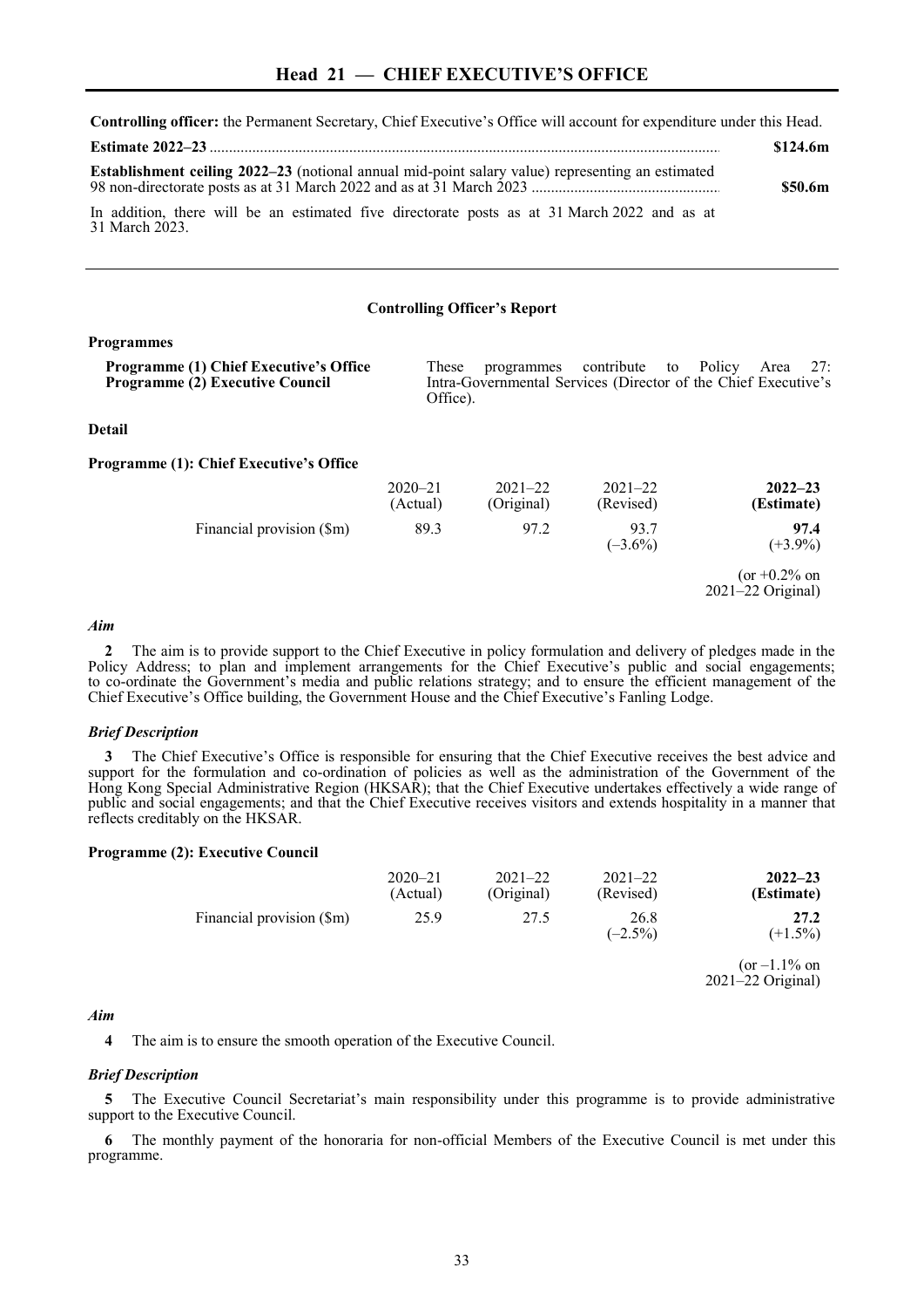# Head 21 — CHIEF EXECUTIVE'S OFFICE

**Controlling officer:** the Permanent Secretary, Chief Executive's Office will account for expenditure under this Head.

**Estimate 2022–23** .................................................................................................................................. **$124.6m**

**Establishment ceiling 2022–23** (notional annual mid-point salary value) representing an estimated 98 non-directorate posts as at 31 March 2022 and as at 31 March 2023 ................................................ **$50.6m**

In addition, there will be an estimated five directorate posts as at 31 March 2022 and as at 31 March 2023.

---

## Controlling Officer's Report

### Programmes

**Programme (1) Chief Executive's Office**
**Programme (2) Executive Council**

These programmes contribute to Policy Area 27: Intra-Governmental Services (Director of the Chief Executive's Office).

### Detail

### Programme (1): Chief Executive's Office

| | 2020–21 (Actual) | 2021–22 (Original) | 2021–22 (Revised) | **2022–23 (Estimate)** |
|---|---|---|---|---|
| Financial provision ($m) | 89.3 | 97.2 | 93.7 (–3.6%) | **97.4** (+3.9%) |
| | | | | (or +0.2% on 2021–22 Original) |

#### *Aim*

**2** The aim is to provide support to the Chief Executive in policy formulation and delivery of pledges made in the Policy Address; to plan and implement arrangements for the Chief Executive's public and social engagements; to co-ordinate the Government's media and public relations strategy; and to ensure the efficient management of the Chief Executive's Office building, the Government House and the Chief Executive's Fanling Lodge.

#### *Brief Description*

**3** The Chief Executive's Office is responsible for ensuring that the Chief Executive receives the best advice and support for the formulation and co-ordination of policies as well as the administration of the Government of the Hong Kong Special Administrative Region (HKSAR); that the Chief Executive undertakes effectively a wide range of public and social engagements; and that the Chief Executive receives visitors and extends hospitality in a manner that reflects creditably on the HKSAR.

### Programme (2): Executive Council

| | 2020–21 (Actual) | 2021–22 (Original) | 2021–22 (Revised) | **2022–23 (Estimate)** |
|---|---|---|---|---|
| Financial provision ($m) | 25.9 | 27.5 | 26.8 (–2.5%) | **27.2** (+1.5%) |
| | | | | (or –1.1% on 2021–22 Original) |

#### *Aim*

**4** The aim is to ensure the smooth operation of the Executive Council.

#### *Brief Description*

**5** The Executive Council Secretariat's main responsibility under this programme is to provide administrative support to the Executive Council.

**6** The monthly payment of the honoraria for non-official Members of the Executive Council is met under this programme.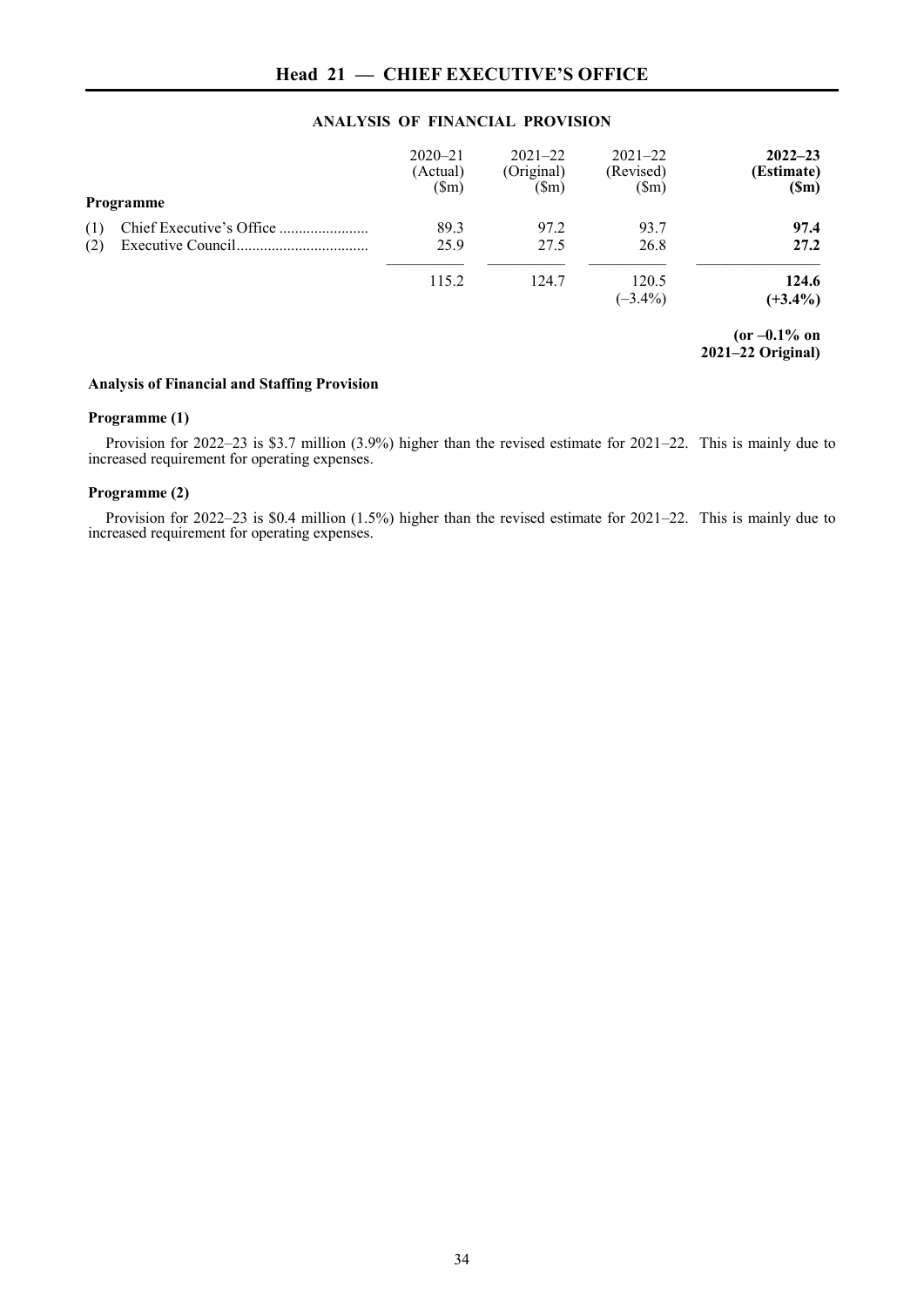## Head 21 — CHIEF EXECUTIVE'S OFFICE

### ANALYSIS OF FINANCIAL PROVISION

| Programme | 2020–21 (Actual) ($m) | 2021–22 (Original) ($m) | 2021–22 (Revised) ($m) | **2022–23 (Estimate) ($m)** |
|---|---|---|---|---|
| (1) Chief Executive's Office | 89.3 | 97.2 | 93.7 | **97.4** |
| (2) Executive Council | 25.9 | 27.5 | 26.8 | **27.2** |
| | 115.2 | 124.7 | 120.5 (–3.4%) | **124.6 (+3.4%)** |
| | | | | **(or –0.1% on 2021–22 Original)** |

#### Analysis of Financial and Staffing Provision

**Programme (1)**

Provision for 2022–23 is $3.7 million (3.9%) higher than the revised estimate for 2021–22. This is mainly due to increased requirement for operating expenses.

**Programme (2)**

Provision for 2022–23 is $0.4 million (1.5%) higher than the revised estimate for 2021–22. This is mainly due to increased requirement for operating expenses.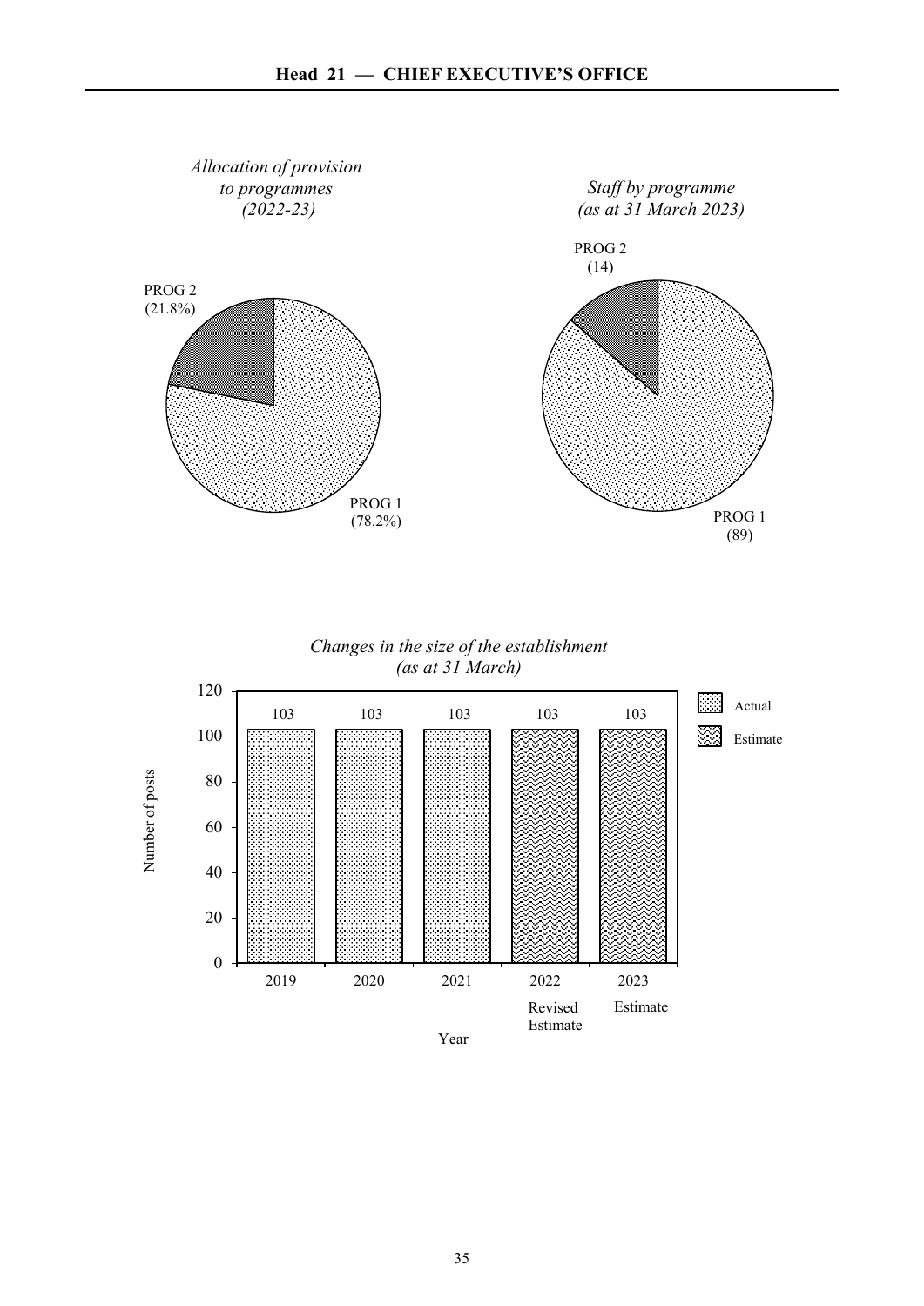# Head 21 — CHIEF EXECUTIVE'S OFFICE

*Allocation of provision to programmes (2022-23)*

PROG 1 (78.2%)

PROG 2 (21.8%)

*Staff by programme (as at 31 March 2023)*

PROG 1 (89)

PROG 2 (14)

*Changes in the size of the establishment (as at 31 March)*

| Year | Number of posts | |
|---|---|---|
| 2019 | 103 | Actual |
| 2020 | 103 | Actual |
| 2021 | 103 | Actual |
| 2022 Revised Estimate | 103 | Estimate |
| 2023 Estimate | 103 | Estimate |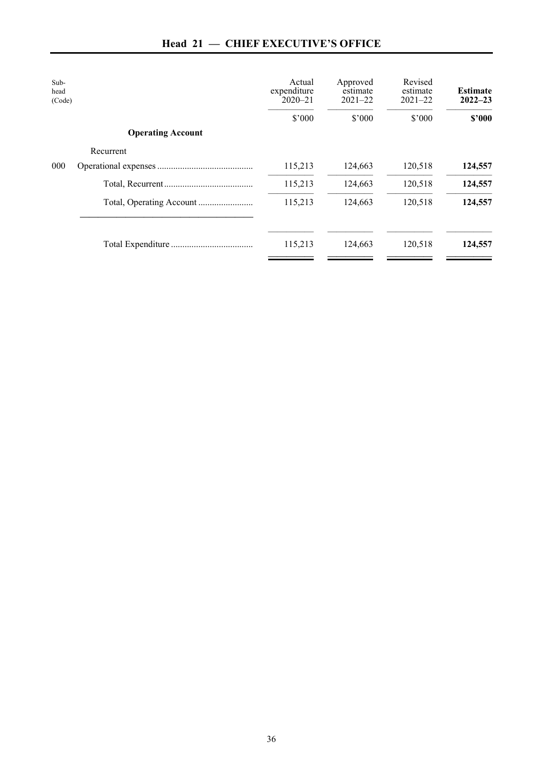# Head 21 — CHIEF EXECUTIVE'S OFFICE

| Sub-head (Code) | | Actual expenditure 2020–21 | Approved estimate 2021–22 | Revised estimate 2021–22 | **Estimate 2022–23** |
|---|---|---|---|---|---|
| | | $'000 | $'000 | $'000 | **$'000** |
| | **Operating Account** | | | | |
| | Recurrent | | | | |
| 000 | Operational expenses | 115,213 | 124,663 | 120,518 | **124,557** |
| | Total, Recurrent | 115,213 | 124,663 | 120,518 | **124,557** |
| | Total, Operating Account | 115,213 | 124,663 | 120,518 | **124,557** |
| | Total Expenditure | 115,213 | 124,663 | 120,518 | **124,557** |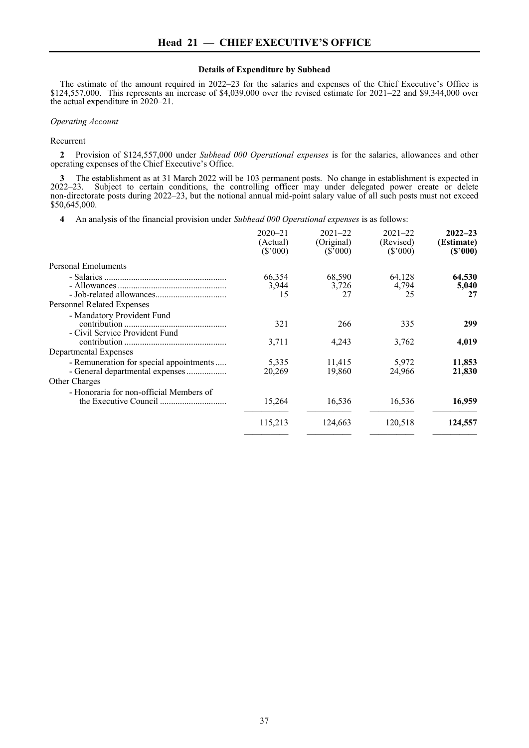## Head 21 — CHIEF EXECUTIVE'S OFFICE

### Details of Expenditure by Subhead

The estimate of the amount required in 2022–23 for the salaries and expenses of the Chief Executive's Office is $124,557,000. This represents an increase of $4,039,000 over the revised estimate for 2021–22 and $9,344,000 over the actual expenditure in 2020–21.

*Operating Account*

Recurrent

**2** Provision of $124,557,000 under *Subhead 000 Operational expenses* is for the salaries, allowances and other operating expenses of the Chief Executive's Office.

**3** The establishment as at 31 March 2022 will be 103 permanent posts. No change in establishment is expected in 2022–23. Subject to certain conditions, the controlling officer may under delegated power create or delete non-directorate posts during 2022–23, but the notional annual mid-point salary value of all such posts must not exceed $50,645,000.

**4** An analysis of the financial provision under *Subhead 000 Operational expenses* is as follows:

| | 2020–21 (Actual) ($'000) | 2021–22 (Original) ($'000) | 2021–22 (Revised) ($'000) | **2022–23 (Estimate) ($'000)** |
|---|---|---|---|---|
| Personal Emoluments | | | | |
| - Salaries | 66,354 | 68,590 | 64,128 | **64,530** |
| - Allowances | 3,944 | 3,726 | 4,794 | **5,040** |
| - Job-related allowances | 15 | 27 | 25 | **27** |
| Personnel Related Expenses | | | | |
| - Mandatory Provident Fund contribution | 321 | 266 | 335 | **299** |
| - Civil Service Provident Fund contribution | 3,711 | 4,243 | 3,762 | **4,019** |
| Departmental Expenses | | | | |
| - Remuneration for special appointments | 5,335 | 11,415 | 5,972 | **11,853** |
| - General departmental expenses | 20,269 | 19,860 | 24,966 | **21,830** |
| Other Charges | | | | |
| - Honoraria for non-official Members of the Executive Council | 15,264 | 16,536 | 16,536 | **16,959** |
| | 115,213 | 124,663 | 120,518 | **124,557** |